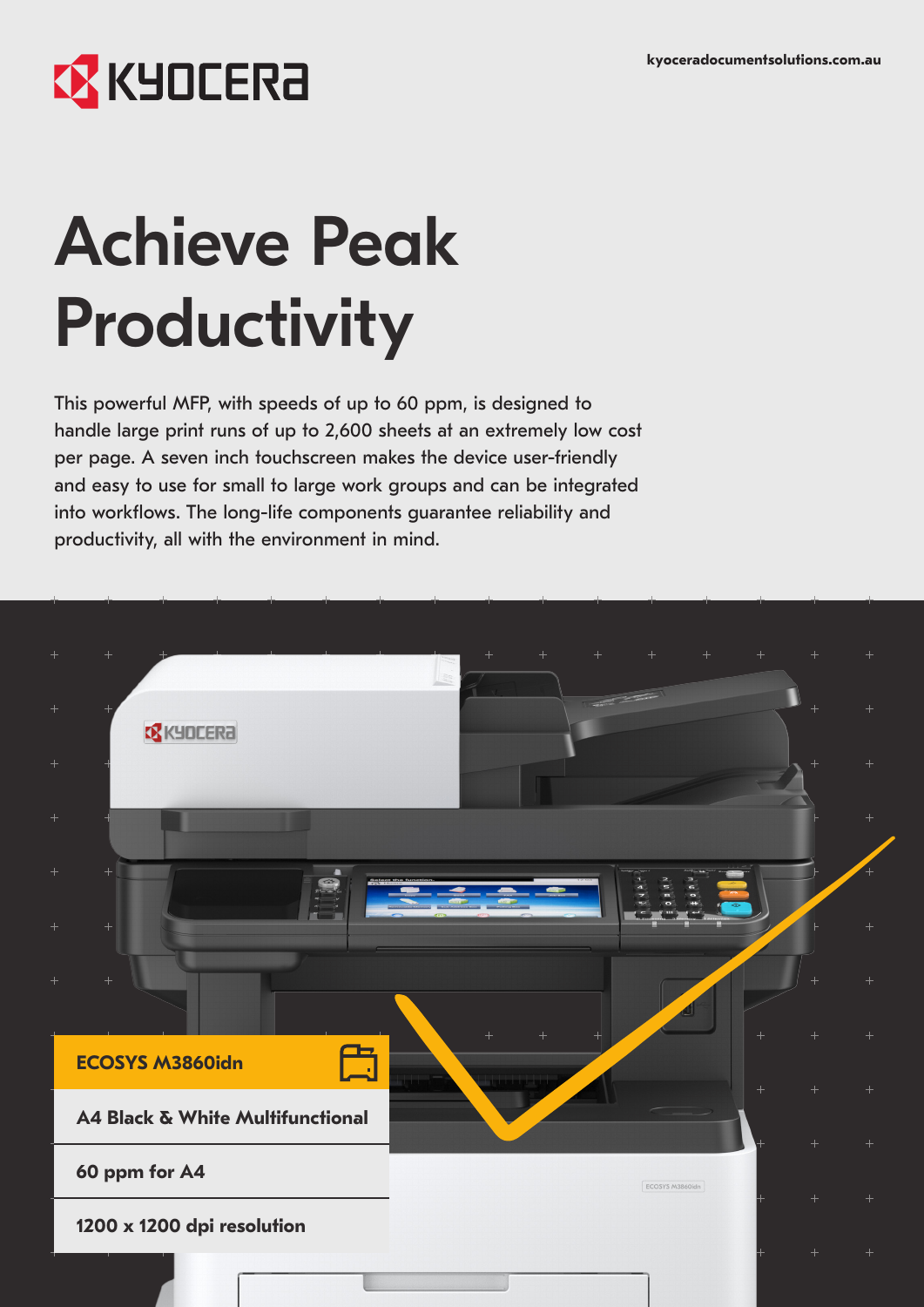kyoceradocumentsolutions.com.au

# Achieve Peak Productivity

This powerful MFP, with speeds of up to 60 ppm, is designed to handle large print runs of up to 2,600 sheets at an extremely low cost per page. A seven inch touchscreen makes the device user-friendly and easy to use for small to large work groups and can be integrated into workflows. The long-life components guarantee reliability and productivity, all with the environment in mind.

**ECOSYS M3860idn**

**A4 Black & White Multifunctional**

**60 ppm for A4**

**1200 x 1200 dpi resolution**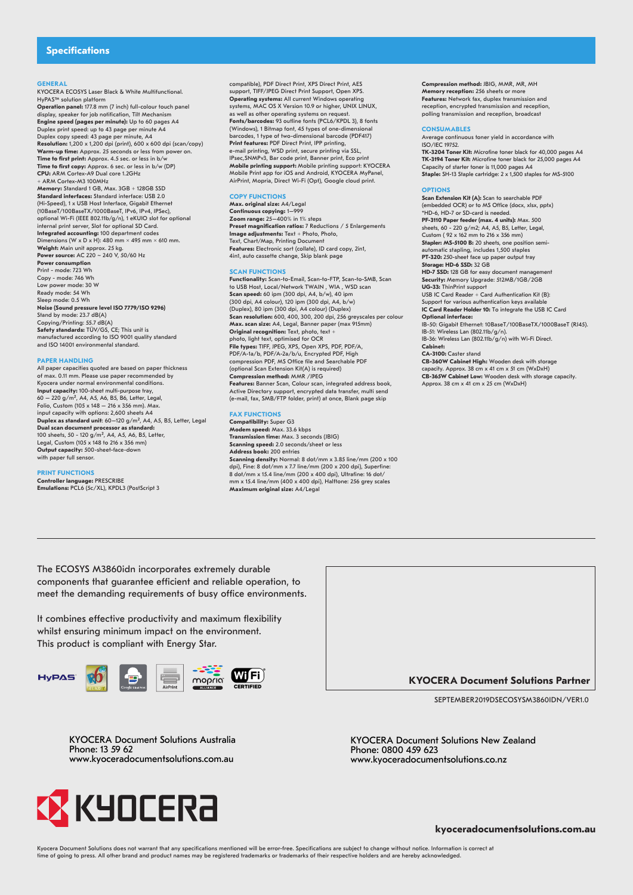## Specifications

### GENERAL

KYOCERA ECOSYS Laser Black & White Multifunctional. HyPAS™ solution platform
**Operation panel:** 177.8 mm (7 inch) full-colour touch panel display, speaker for job notification, Tilt Mechanism
**Engine speed (pages per minute):** Up to 60 pages A4
Duplex print speed: up to 43 page per minute A4
Duplex copy speed: 43 page per minute, A4
**Resolution:** 1,200 x 1,200 dpi (print), 600 x 600 dpi (scan/copy)
**Warm-up time:** Approx. 25 seconds or less from power on.
**Time to first print:** Approx. 4.5 sec. or less in b/w
**Time to first copy:** Approx. 6 sec. or less in b/w (DP)
**CPU:** ARM Cortex-A9 Dual core 1.2GHz + ARM Cortex-M3 100MHz
**Memory:** Standard 1 GB, Max. 3GB + 128GB SSD
**Standard interfaces:** Standard interface: USB 2.0 (Hi-Speed), 1 x USB Host Interface, Gigabit Ethernet (10BaseT/100BaseTX/1000BaseT, IPv6, IPv4, IPSec), optional Wi-Fi (IEEE 802.11b/g/n), 1 eKUIO slot for optional internal print server, Slot for optional SD Card.
**Integrated accounting:** 100 department codes
Dimensions (W x D x H): 480 mm × 495 mm × 610 mm.
**Weight:** Main unit approx. 25 kg.
**Power source:** AC 220 ~ 240 V, 50/60 Hz
**Power consumption**
Print - mode: 723 Wh
Copy - mode: 746 Wh
Low power mode: 30 W
Ready mode: 54 Wh
Sleep mode: 0.5 Wh
**Noise (Sound pressure level ISO 7779/ISO 9296)**
Stand by mode: 23.7 dB(A)
Copying/Printing: 55.7 dB(A)
**Safety standards:** TÜV/GS, CE; This unit is manufactured according to ISO 9001 quality standard and ISO 14001 environmental standard.

### PAPER HANDLING

All paper capacities quoted are based on paper thickness of max. 0.11 mm. Please use paper recommended by Kyocera under normal environmental conditions.
**Input capacity:** 100-sheet multi-purpose tray, 60 – 220 g/m², A4, A5, A6, B5, B6, Letter, Legal, Folio, Custom (105 x 148 – 216 x 356 mm). Max. input capacity with options: 2,600 sheets A4
**Duplex as standard unit:** 60–120 g/m², A4, A5, B5, Letter, Legal
**Dual scan document processor as standard:** 100 sheets, 50 - 120 g/m², A4, A5, A6, B5, Letter, Legal, Custom (105 x 148 to 216 x 356 mm)
**Output capacity:** 500-sheet-face-down with paper full sensor.

### PRINT FUNCTIONS

**Controller language:** PRESCRIBE
**Emulations:** PCL6 (5c/XL), KPDL3 (PostScript 3 compatible), PDF Direct Print, XPS Direct Print, AES support, TIFF/JPEG Direct Print Support, Open XPS.
**Operating systems:** All current Windows operating systems, MAC OS X Version 10.9 or higher, UNIX LINUX, as well as other operating systems on request.
**Fonts/barcodes:** 93 outline fonts (PCL6/KPDL 3), 8 fonts (Windows), 1 Bitmap font, 45 types of one-dimensional barcodes, 1 type of two-dimensional barcode (PDF417)
**Print features:** PDF Direct Print, IPP printing, e-mail printing, WSD print, secure printing via SSL, IPsec,SNMPv3, Bar code print, Banner print, Eco print
**Mobile printing support:** Mobile printing support: KYOCERA Mobile Print app for iOS and Android, KYOCERA MyPanel, AirPrint, Mopria, Direct Wi-Fi (Opt), Google cloud print.

### COPY FUNCTIONS

**Max. original size:** A4/Legal
**Continuous copying:** 1–999
**Zoom range:** 25—400% in 1% steps
**Preset magnification ratios:** 7 Reductions / 5 Enlargements
**Image adjustments:** Text + Photo, Photo, Text, Chart/Map, Printing Document
**Features:** Electronic sort (collate), ID card copy, 2in1, 4in1, auto cassette change, Skip blank page

### SCAN FUNCTIONS

**Functionality:** Scan-to-Email, Scan-to-FTP, Scan-to-SMB, Scan to USB Host, Local/Network TWAIN , WIA , WSD scan
**Scan speed:** 60 ipm (300 dpi, A4, b/w), 40 ipm (300 dpi, A4 colour), 120 ipm (300 dpi, A4, b/w) (Duplex), 80 ipm (300 dpi, A4 colour) (Duplex)
**Scan resolution:** 600, 400, 300, 200 dpi, 256 greyscales per colour
**Max. scan size:** A4, Legal, Banner paper (max 915mm)
**Original recognition:** Text, photo, text + photo, light text, optimised for OCR
**File types:** TIFF, JPEG, XPS, Open XPS, PDF, PDF/A, PDF/A-1a/b, PDF/A-2a/b/u, Encrypted PDF, High compression PDF, MS Office file and Searchable PDF (optional Scan Extension Kit(A) is required)
**Compression method:** MMR /JPEG
**Features:** Banner Scan, Colour scan, integrated address book, Active Directory support, encrypted data transfer, multi send (e-mail, fax, SMB/FTP folder, print) at once, Blank page skip

### FAX FUNCTIONS

**Compatibility:** Super G3
**Modem speed:** Max. 33.6 kbps
**Transmission time:** Max. 3 seconds (JBIG)
**Scanning speed:** 2.0 seconds/sheet or less
**Address book:** 200 entries
**Scanning density:** Normal: 8 dot/mm x 3.85 line/mm (200 x 100 dpi), Fine: 8 dot/mm x 7.7 line/mm (200 x 200 dpi), Superfine: 8 dot/mm x 15.4 line/mm (200 x 400 dpi), Ultrafine: 16 dot/mm x 15.4 line/mm (400 x 400 dpi), Halftone: 256 grey scales
**Maximum original size:** A4/Legal
**Compression method:** JBIG, MMR, MR, MH
**Memory reception:** 256 sheets or more
**Features:** Network fax, duplex transmission and reception, encrypted transmission and reception, polling transmission and reception, broadcast

### CONSUMABLES

Average continuous toner yield in accordance with ISO/IEC 19752.
**TK-3204 Toner Kit:** Microfine toner black for 40,000 pages A4
**TK-3194 Toner Kit:** Microfine toner black for 25,000 pages A4
Capacity of starter toner is 11,000 pages A4
**Staple:** SH-13 Staple cartridge: 2 x 1,500 staples for MS-5100

### OPTIONS

**Scan Extension Kit (A):** Scan to searchable PDF (embedded OCR) or to MS Office (docx, xlsx, pptx) *HD-6, HD-7 or SD-card is needed.
**PF-3110 Paper feeder (max. 4 units):** Max. 500 sheets, 60 - 220 g/m2; A4, A5, B5, Letter, Legal, Custom ( 92 x 162 mm to 216 x 356 mm)
**Stapler: MS-5100 B:** 20 sheets, one position semi-automatic stapling, includes 1,500 staples
**PT-320:** 250-sheet face up paper output tray
**Storage: HD-6 SSD:** 32 GB
**HD-7 SSD:** 128 GB for easy document management
**Security:** Memory Upgrade: 512MB/1GB/2GB
**UG-33:** ThinPrint support
USB IC Card Reader + Card Authentication Kit (B): Support for various authentication keys available
**IC Card Reader Holder 10:** To integrate the USB IC Card
**Optional interface:**
IB-50: Gigabit Ethernet: 10BaseT/100BaseTX/1000BaseT (RJ45).
IB-51: Wireless Lan (802.11b/g/n).
IB-36: Wireless Lan (802.11b/g/n) with Wi-Fi Direct.
**Cabinet:**
**CA-3100:** Caster stand
**CB-360W Cabinet High:** Wooden desk with storage capacity. Approx. 38 cm x 41 cm x 51 cm (WxDxH)
**CB-365W Cabinet Low:** Wooden desk with storage capacity. Approx. 38 cm x 41 cm x 25 cm (WxDxH)

---

The ECOSYS M3860idn incorporates extremely durable components that guarantee efficient and reliable operation, to meet the demanding requirements of busy office environments.

It combines effective productivity and maximum flexibility whilst ensuring minimum impact on the environment. This product is compliant with Energy Star.

HyPAS | Google Cloud Print | AirPrint | mopria ALLIANCE | Wi-Fi CERTIFIED

**KYOCERA Document Solutions Partner**

SEPTEMBER2019DSECOSYSM3860IDN/VER1.0

KYOCERA Document Solutions Australia
Phone: 13 59 62
www.kyoceradocumentsolutions.com.au

KYOCERA Document Solutions New Zealand
Phone: 0800 459 623
www.kyoceradocumentsolutions.co.nz

KYOCERA

**kyoceradocumentsolutions.com.au**

Kyocera Document Solutions does not warrant that any specifications mentioned will be error-free. Specifications are subject to change without notice. Information is correct at time of going to press. All other brand and product names may be registered trademarks or trademarks of their respective holders and are hereby acknowledged.